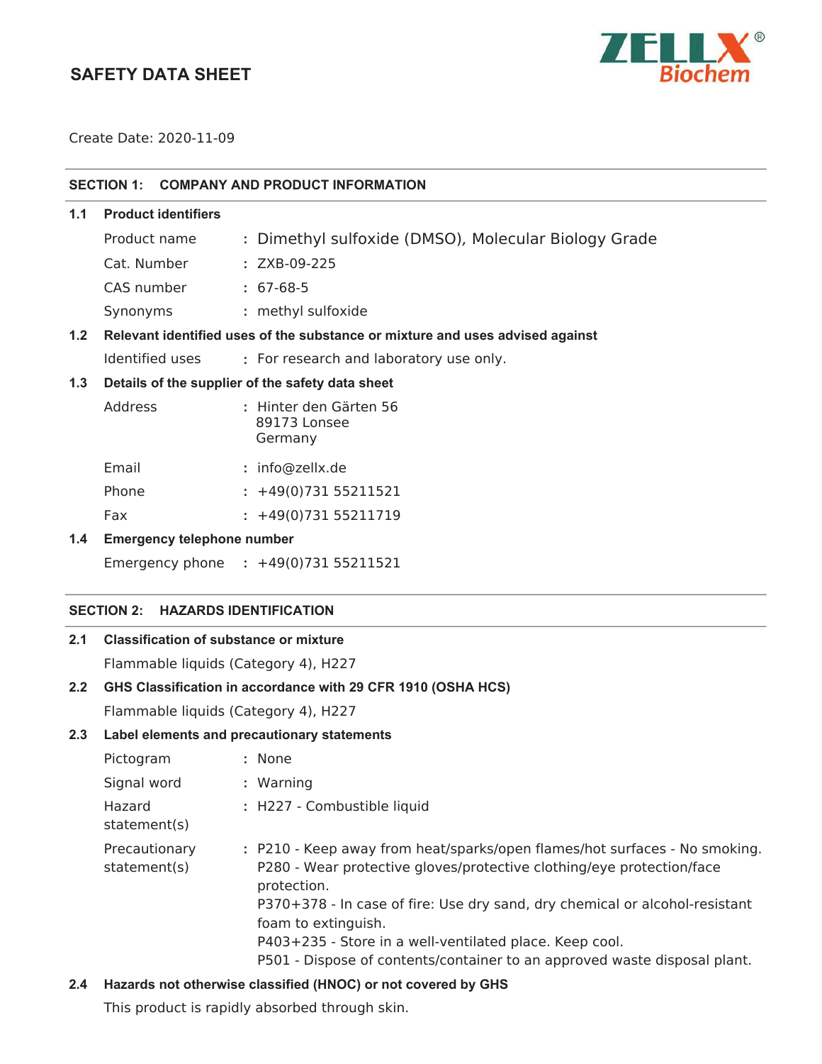# SAFETY DATA SHEET

Create Date: 2020-11-09

## SECTION 1: COMPANY AND PRODUCT INFORMATION

### 1.1 Product identifiers

Product name : Dimethyl sulfoxide (DMSO), Molecular Biology Grade

Cat. Number : ZXB-09-225

CAS number : 67-68-5

Synonyms : methyl sulfoxide

### 1.2 Relevant identified uses of the substance or mixture and uses advised against

Identified uses : For research and laboratory use only.

### 1.3 Details of the supplier of the safety data sheet

Address : Hinter den Gärten 56
89173 Lonsee
Germany

Email : info@zellx.de

Phone : +49(0)731 55211521

Fax : +49(0)731 55211719

### 1.4 Emergency telephone number

Emergency phone : +49(0)731 55211521

## SECTION 2: HAZARDS IDENTIFICATION

### 2.1 Classification of substance or mixture

Flammable liquids (Category 4), H227

### 2.2 GHS Classification in accordance with 29 CFR 1910 (OSHA HCS)

Flammable liquids (Category 4), H227

### 2.3 Label elements and precautionary statements

Pictogram : None

Signal word : Warning

Hazard statement(s) : H227 - Combustible liquid

Precautionary statement(s) : P210 - Keep away from heat/sparks/open flames/hot surfaces - No smoking.
P280 - Wear protective gloves/protective clothing/eye protection/face protection.
P370+378 - In case of fire: Use dry sand, dry chemical or alcohol-resistant foam to extinguish.
P403+235 - Store in a well-ventilated place. Keep cool.
P501 - Dispose of contents/container to an approved waste disposal plant.

### 2.4 Hazards not otherwise classified (HNOC) or not covered by GHS

This product is rapidly absorbed through skin.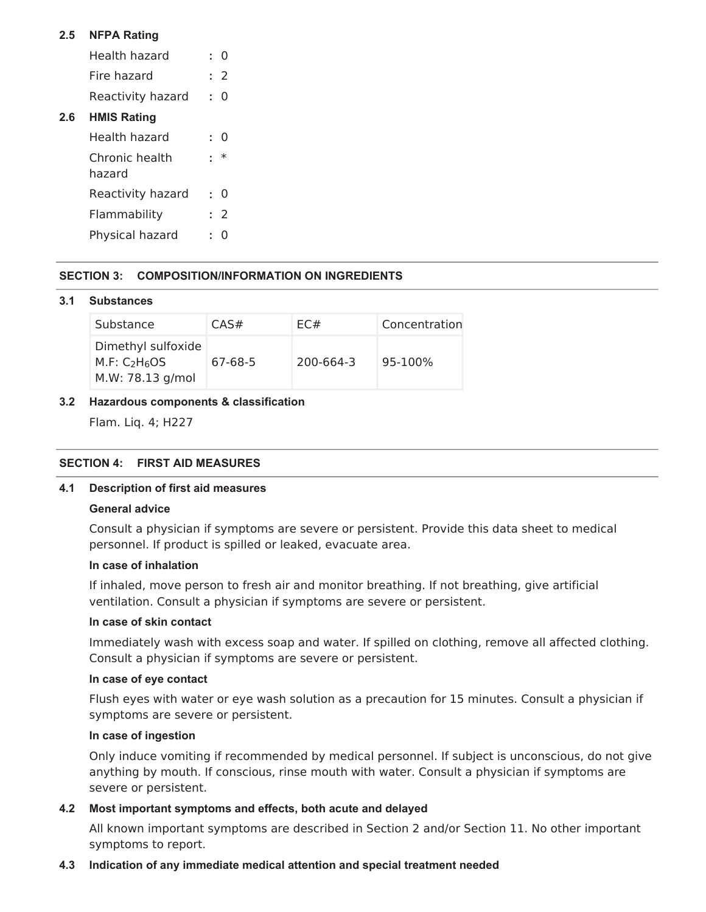### 2.5 NFPA Rating

| | |
|---|---|
| Health hazard | : 0 |
| Fire hazard | : 2 |
| Reactivity hazard | : 0 |

### 2.6 HMIS Rating

| | |
|---|---|
| Health hazard | : 0 |
| Chronic health hazard | : * |
| Reactivity hazard | : 0 |
| Flammability | : 2 |
| Physical hazard | : 0 |

## SECTION 3: COMPOSITION/INFORMATION ON INGREDIENTS

### 3.1 Substances

| Substance | CAS# | EC# | Concentration |
|---|---|---|---|
| Dimethyl sulfoxide<br>M.F: $C_2H_6OS$<br>M.W: 78.13 g/mol | 67-68-5 | 200-664-3 | 95-100% |

### 3.2 Hazardous components & classification

Flam. Liq. 4; H227

## SECTION 4: FIRST AID MEASURES

### 4.1 Description of first aid measures

**General advice**

Consult a physician if symptoms are severe or persistent. Provide this data sheet to medical personnel. If product is spilled or leaked, evacuate area.

**In case of inhalation**

If inhaled, move person to fresh air and monitor breathing. If not breathing, give artificial ventilation. Consult a physician if symptoms are severe or persistent.

**In case of skin contact**

Immediately wash with excess soap and water. If spilled on clothing, remove all affected clothing. Consult a physician if symptoms are severe or persistent.

**In case of eye contact**

Flush eyes with water or eye wash solution as a precaution for 15 minutes. Consult a physician if symptoms are severe or persistent.

**In case of ingestion**

Only induce vomiting if recommended by medical personnel. If subject is unconscious, do not give anything by mouth. If conscious, rinse mouth with water. Consult a physician if symptoms are severe or persistent.

### 4.2 Most important symptoms and effects, both acute and delayed

All known important symptoms are described in Section 2 and/or Section 11. No other important symptoms to report.

### 4.3 Indication of any immediate medical attention and special treatment needed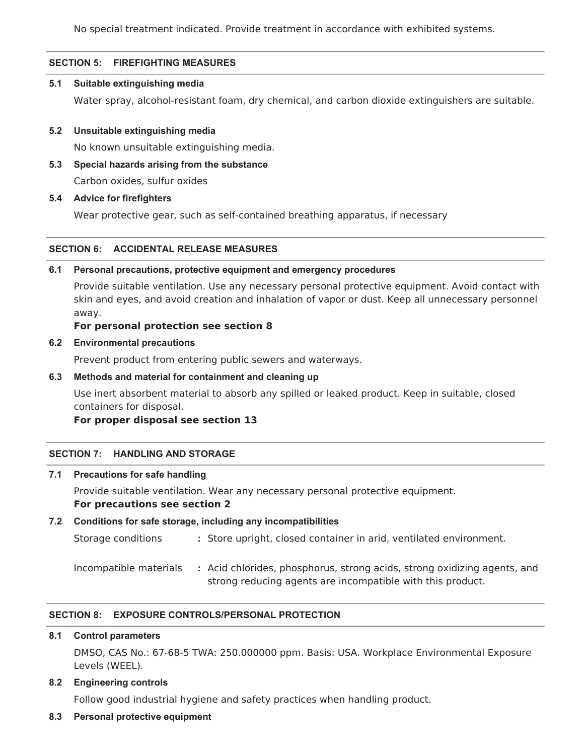No special treatment indicated. Provide treatment in accordance with exhibited systems.

## SECTION 5: FIREFIGHTING MEASURES

### 5.1 Suitable extinguishing media

Water spray, alcohol-resistant foam, dry chemical, and carbon dioxide extinguishers are suitable.

### 5.2 Unsuitable extinguishing media

No known unsuitable extinguishing media.

### 5.3 Special hazards arising from the substance

Carbon oxides, sulfur oxides

### 5.4 Advice for firefighters

Wear protective gear, such as self-contained breathing apparatus, if necessary

## SECTION 6: ACCIDENTAL RELEASE MEASURES

### 6.1 Personal precautions, protective equipment and emergency procedures

Provide suitable ventilation. Use any necessary personal protective equipment. Avoid contact with skin and eyes, and avoid creation and inhalation of vapor or dust. Keep all unnecessary personnel away.

**For personal protection see section 8**

### 6.2 Environmental precautions

Prevent product from entering public sewers and waterways.

### 6.3 Methods and material for containment and cleaning up

Use inert absorbent material to absorb any spilled or leaked product. Keep in suitable, closed containers for disposal.

**For proper disposal see section 13**

## SECTION 7: HANDLING AND STORAGE

### 7.1 Precautions for safe handling

Provide suitable ventilation. Wear any necessary personal protective equipment.

**For precautions see section 2**

### 7.2 Conditions for safe storage, including any incompatibilities

Storage conditions : Store upright, closed container in arid, ventilated environment.

Incompatible materials : Acid chlorides, phosphorus, strong acids, strong oxidizing agents, and strong reducing agents are incompatible with this product.

## SECTION 8: EXPOSURE CONTROLS/PERSONAL PROTECTION

### 8.1 Control parameters

DMSO, CAS No.: 67-68-5 TWA: 250.000000 ppm. Basis: USA. Workplace Environmental Exposure Levels (WEEL).

### 8.2 Engineering controls

Follow good industrial hygiene and safety practices when handling product.

### 8.3 Personal protective equipment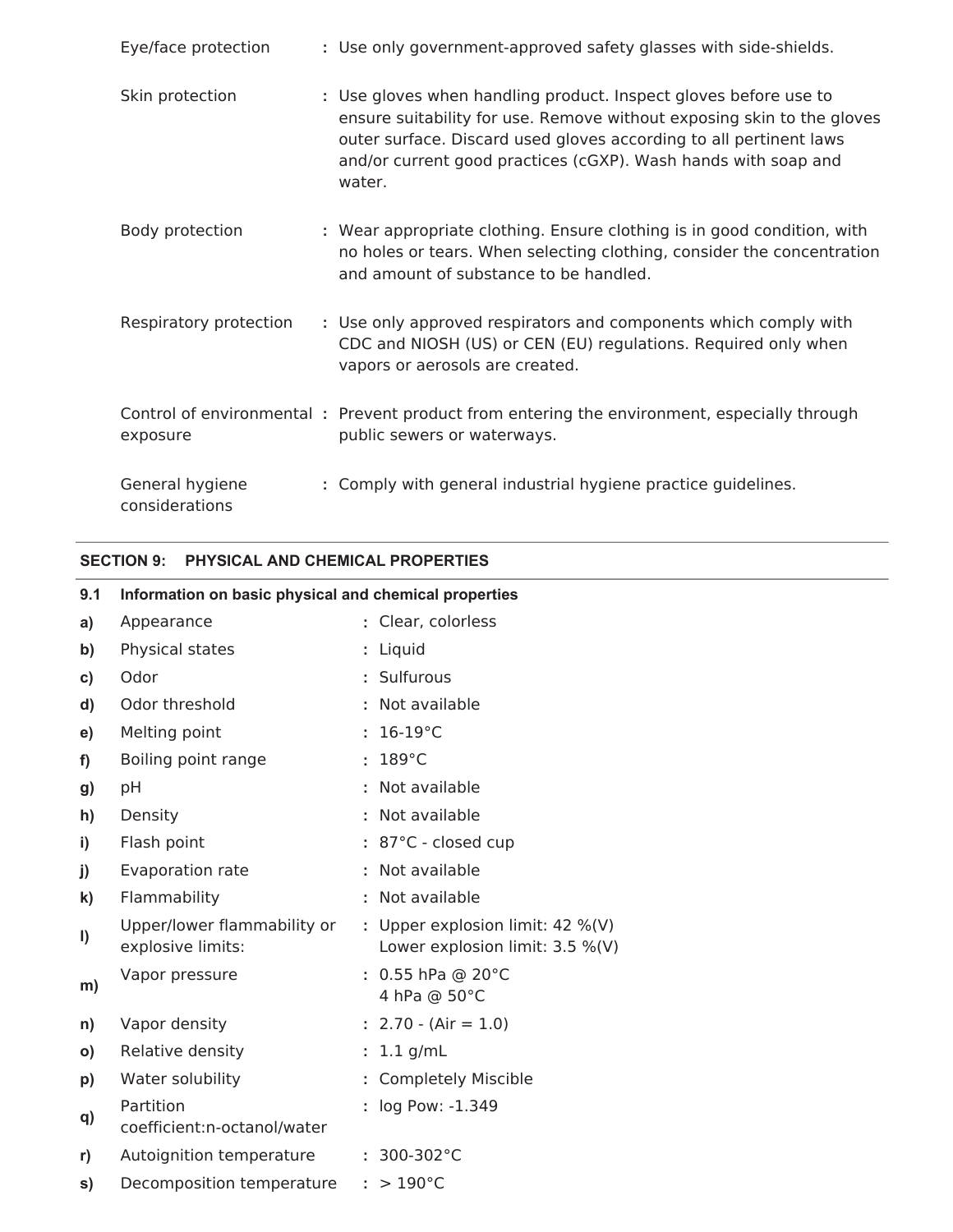| | | |
|---|---|---|
| Eye/face protection | : | Use only government-approved safety glasses with side-shields. |
| Skin protection | : | Use gloves when handling product. Inspect gloves before use to ensure suitability for use. Remove without exposing skin to the gloves outer surface. Discard used gloves according to all pertinent laws and/or current good practices (cGXP). Wash hands with soap and water. |
| Body protection | : | Wear appropriate clothing. Ensure clothing is in good condition, with no holes or tears. When selecting clothing, consider the concentration and amount of substance to be handled. |
| Respiratory protection | : | Use only approved respirators and components which comply with CDC and NIOSH (US) or CEN (EU) regulations. Required only when vapors or aerosols are created. |
| Control of environmental exposure | : | Prevent product from entering the environment, especially through public sewers or waterways. |
| General hygiene considerations | : | Comply with general industrial hygiene practice guidelines. |

## SECTION 9: PHYSICAL AND CHEMICAL PROPERTIES

### 9.1 Information on basic physical and chemical properties

| | | | |
|---|---|---|---|
| a) | Appearance | : | Clear, colorless |
| b) | Physical states | : | Liquid |
| c) | Odor | : | Sulfurous |
| d) | Odor threshold | : | Not available |
| e) | Melting point | : | 16-19°C |
| f) | Boiling point range | : | 189°C |
| g) | pH | : | Not available |
| h) | Density | : | Not available |
| i) | Flash point | : | 87°C - closed cup |
| j) | Evaporation rate | : | Not available |
| k) | Flammability | : | Not available |
| l) | Upper/lower flammability or explosive limits: | : | Upper explosion limit: 42 %(V)<br>Lower explosion limit: 3.5 %(V) |
| m) | Vapor pressure | : | 0.55 hPa @ 20°C<br>4 hPa @ 50°C |
| n) | Vapor density | : | 2.70 - (Air = 1.0) |
| o) | Relative density | : | 1.1 g/mL |
| p) | Water solubility | : | Completely Miscible |
| q) | Partition coefficient:n-octanol/water | : | log Pow: -1.349 |
| r) | Autoignition temperature | : | 300-302°C |
| s) | Decomposition temperature | : | > 190°C |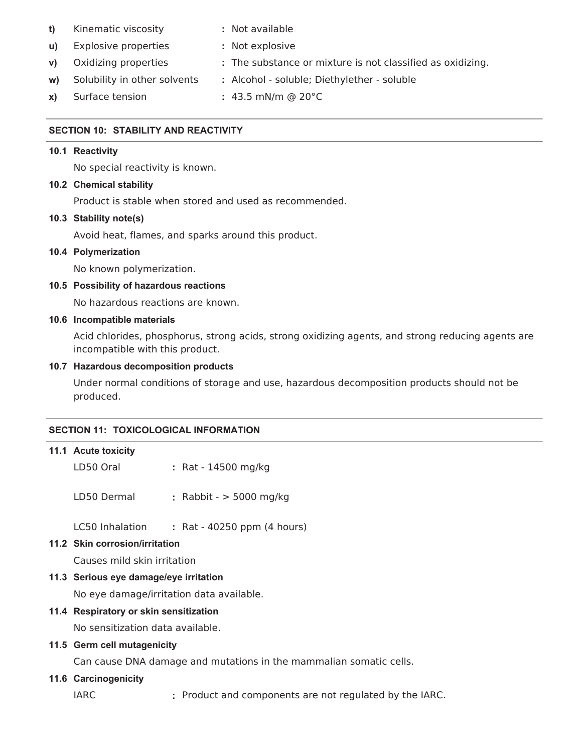**t)** Kinematic viscosity : Not available

**u)** Explosive properties : Not explosive

**v)** Oxidizing properties : The substance or mixture is not classified as oxidizing.

**w)** Solubility in other solvents : Alcohol - soluble; Diethylether - soluble

**x)** Surface tension : 43.5 mN/m @ 20°C

## SECTION 10: STABILITY AND REACTIVITY

### 10.1 Reactivity

No special reactivity is known.

### 10.2 Chemical stability

Product is stable when stored and used as recommended.

### 10.3 Stability note(s)

Avoid heat, flames, and sparks around this product.

### 10.4 Polymerization

No known polymerization.

### 10.5 Possibility of hazardous reactions

No hazardous reactions are known.

### 10.6 Incompatible materials

Acid chlorides, phosphorus, strong acids, strong oxidizing agents, and strong reducing agents are incompatible with this product.

### 10.7 Hazardous decomposition products

Under normal conditions of storage and use, hazardous decomposition products should not be produced.

## SECTION 11: TOXICOLOGICAL INFORMATION

### 11.1 Acute toxicity

LD50 Oral : Rat - 14500 mg/kg

LD50 Dermal : Rabbit - > 5000 mg/kg

LC50 Inhalation : Rat - 40250 ppm (4 hours)

### 11.2 Skin corrosion/irritation

Causes mild skin irritation

### 11.3 Serious eye damage/eye irritation

No eye damage/irritation data available.

### 11.4 Respiratory or skin sensitization

No sensitization data available.

### 11.5 Germ cell mutagenicity

Can cause DNA damage and mutations in the mammalian somatic cells.

### 11.6 Carcinogenicity

IARC : Product and components are not regulated by the IARC.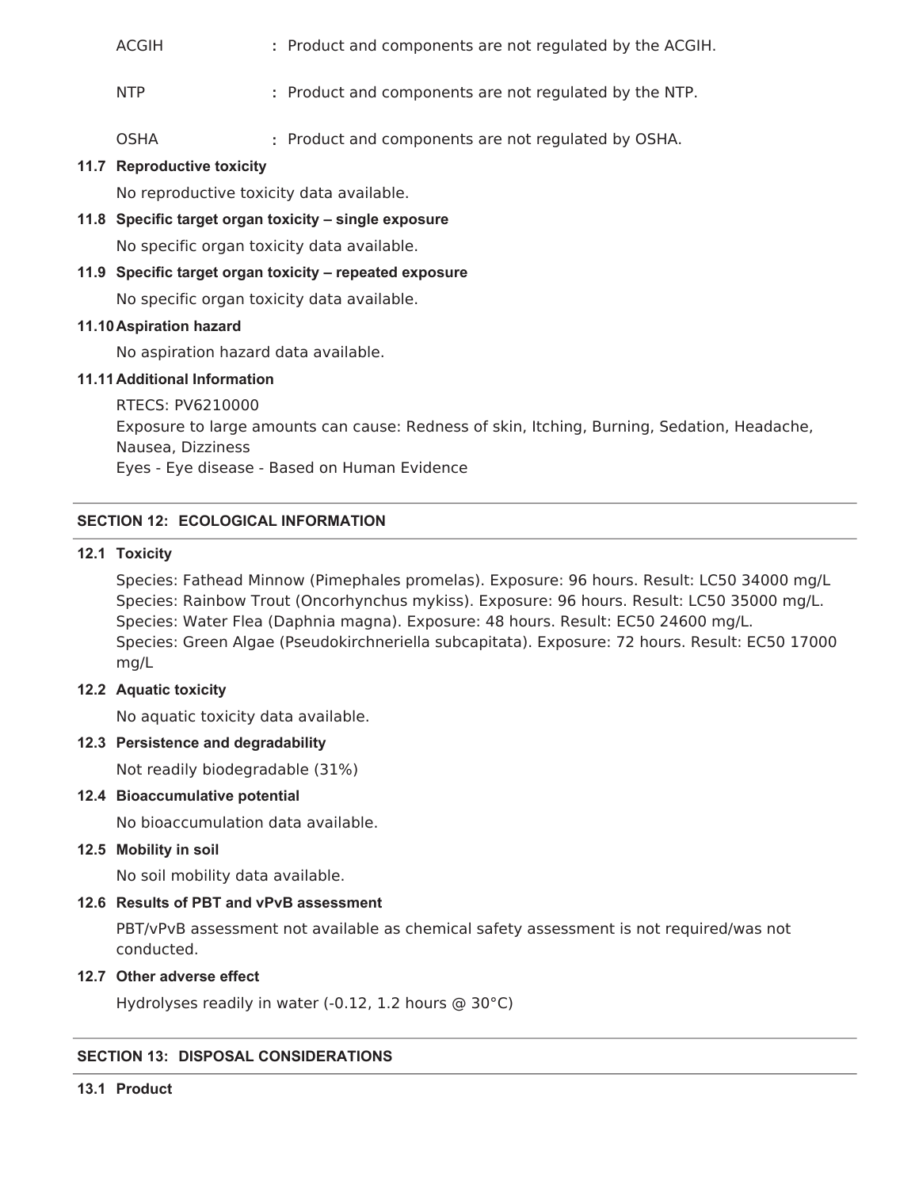ACGIH : Product and components are not regulated by the ACGIH.

NTP : Product and components are not regulated by the NTP.

OSHA : Product and components are not regulated by OSHA.

**11.7 Reproductive toxicity**

No reproductive toxicity data available.

**11.8 Specific target organ toxicity – single exposure**

No specific organ toxicity data available.

**11.9 Specific target organ toxicity – repeated exposure**

No specific organ toxicity data available.

**11.10 Aspiration hazard**

No aspiration hazard data available.

**11.11 Additional Information**

RTECS: PV6210000
Exposure to large amounts can cause: Redness of skin, Itching, Burning, Sedation, Headache, Nausea, Dizziness
Eyes - Eye disease - Based on Human Evidence

## SECTION 12: ECOLOGICAL INFORMATION

**12.1 Toxicity**

Species: Fathead Minnow (Pimephales promelas). Exposure: 96 hours. Result: LC50 34000 mg/L
Species: Rainbow Trout (Oncorhynchus mykiss). Exposure: 96 hours. Result: LC50 35000 mg/L.
Species: Water Flea (Daphnia magna). Exposure: 48 hours. Result: EC50 24600 mg/L.
Species: Green Algae (Pseudokirchneriella subcapitata). Exposure: 72 hours. Result: EC50 17000 mg/L

**12.2 Aquatic toxicity**

No aquatic toxicity data available.

**12.3 Persistence and degradability**

Not readily biodegradable (31%)

**12.4 Bioaccumulative potential**

No bioaccumulation data available.

**12.5 Mobility in soil**

No soil mobility data available.

**12.6 Results of PBT and vPvB assessment**

PBT/vPvB assessment not available as chemical safety assessment is not required/was not conducted.

**12.7 Other adverse effect**

Hydrolyses readily in water (-0.12, 1.2 hours @ 30°C)

## SECTION 13: DISPOSAL CONSIDERATIONS

**13.1 Product**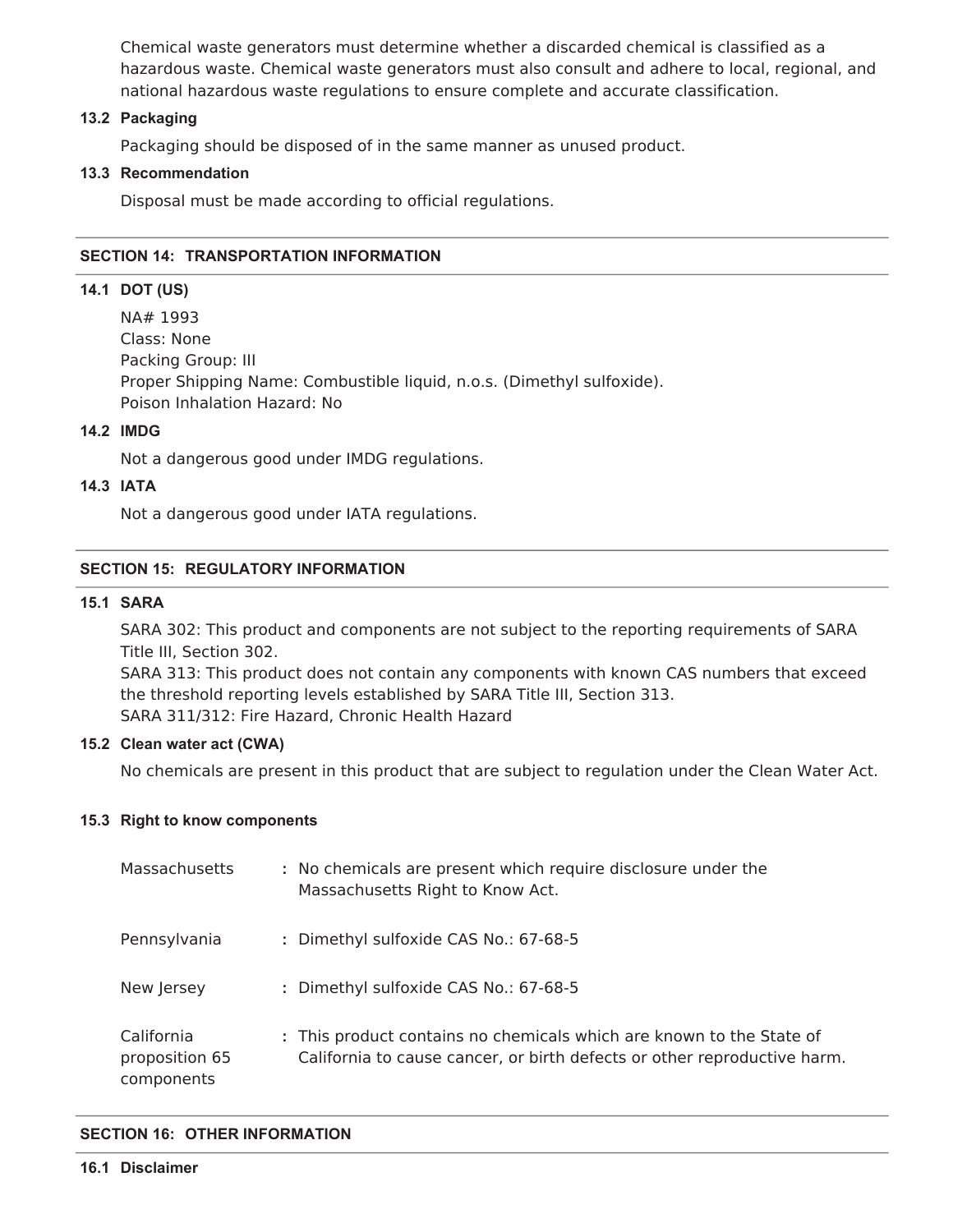Chemical waste generators must determine whether a discarded chemical is classified as a hazardous waste. Chemical waste generators must also consult and adhere to local, regional, and national hazardous waste regulations to ensure complete and accurate classification.

### 13.2 Packaging

Packaging should be disposed of in the same manner as unused product.

### 13.3 Recommendation

Disposal must be made according to official regulations.

## SECTION 14: TRANSPORTATION INFORMATION

### 14.1 DOT (US)

NA# 1993
Class: None
Packing Group: III
Proper Shipping Name: Combustible liquid, n.o.s. (Dimethyl sulfoxide).
Poison Inhalation Hazard: No

### 14.2 IMDG

Not a dangerous good under IMDG regulations.

### 14.3 IATA

Not a dangerous good under IATA regulations.

## SECTION 15: REGULATORY INFORMATION

### 15.1 SARA

SARA 302: This product and components are not subject to the reporting requirements of SARA Title III, Section 302.
SARA 313: This product does not contain any components with known CAS numbers that exceed the threshold reporting levels established by SARA Title III, Section 313.
SARA 311/312: Fire Hazard, Chronic Health Hazard

### 15.2 Clean water act (CWA)

No chemicals are present in this product that are subject to regulation under the Clean Water Act.

### 15.3 Right to know components

| | |
|---|---|
| Massachusetts | : No chemicals are present which require disclosure under the Massachusetts Right to Know Act. |
| Pennsylvania | : Dimethyl sulfoxide CAS No.: 67-68-5 |
| New Jersey | : Dimethyl sulfoxide CAS No.: 67-68-5 |
| California proposition 65 components | : This product contains no chemicals which are known to the State of California to cause cancer, or birth defects or other reproductive harm. |

## SECTION 16: OTHER INFORMATION

### 16.1 Disclaimer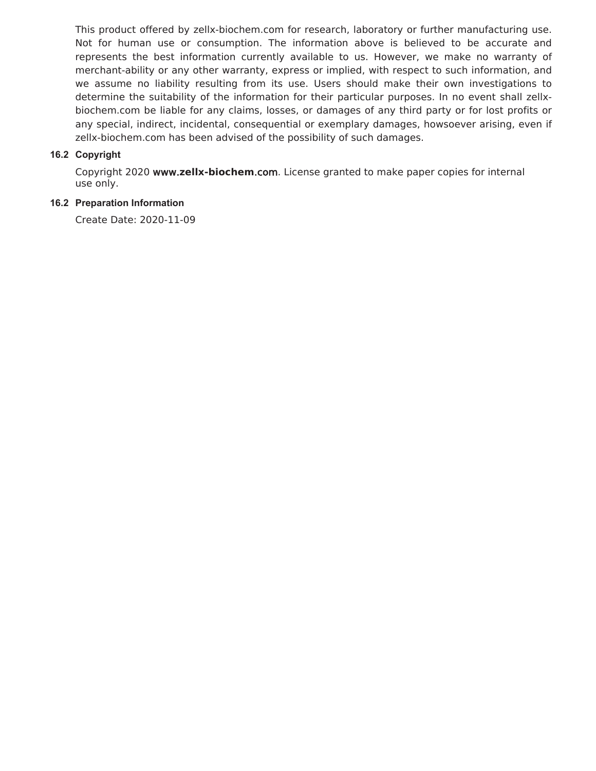This product offered by zellx-biochem.com for research, laboratory or further manufacturing use. Not for human use or consumption. The information above is believed to be accurate and represents the best information currently available to us. However, we make no warranty of merchant-ability or any other warranty, express or implied, with respect to such information, and we assume no liability resulting from its use. Users should make their own investigations to determine the suitability of the information for their particular purposes. In no event shall zellx-biochem.com be liable for any claims, losses, or damages of any third party or for lost profits or any special, indirect, incidental, consequential or exemplary damages, howsoever arising, even if zellx-biochem.com has been advised of the possibility of such damages.

### 16.2 Copyright

Copyright 2020 www.**zellx-biochem**.com. License granted to make paper copies for internal use only.

### 16.2 Preparation Information

Create Date: 2020-11-09